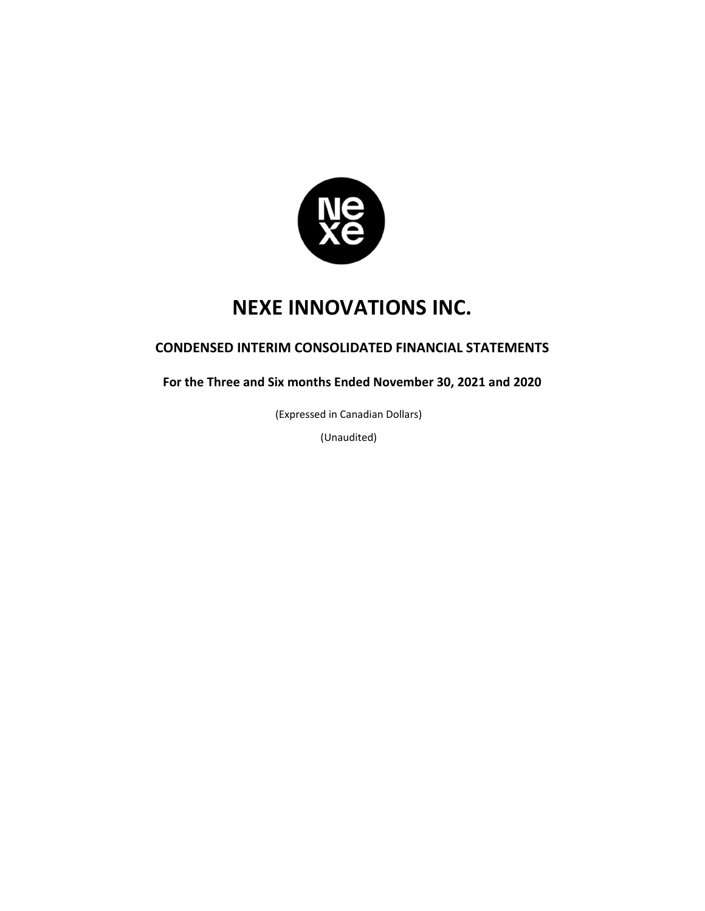# NEXE INNOVATIONS INC.

## CONDENSED INTERIM CONSOLIDATED FINANCIAL STATEMENTS

### For the Three and Six months Ended November 30, 2021 and 2020

(Expressed in Canadian Dollars)

(Unaudited)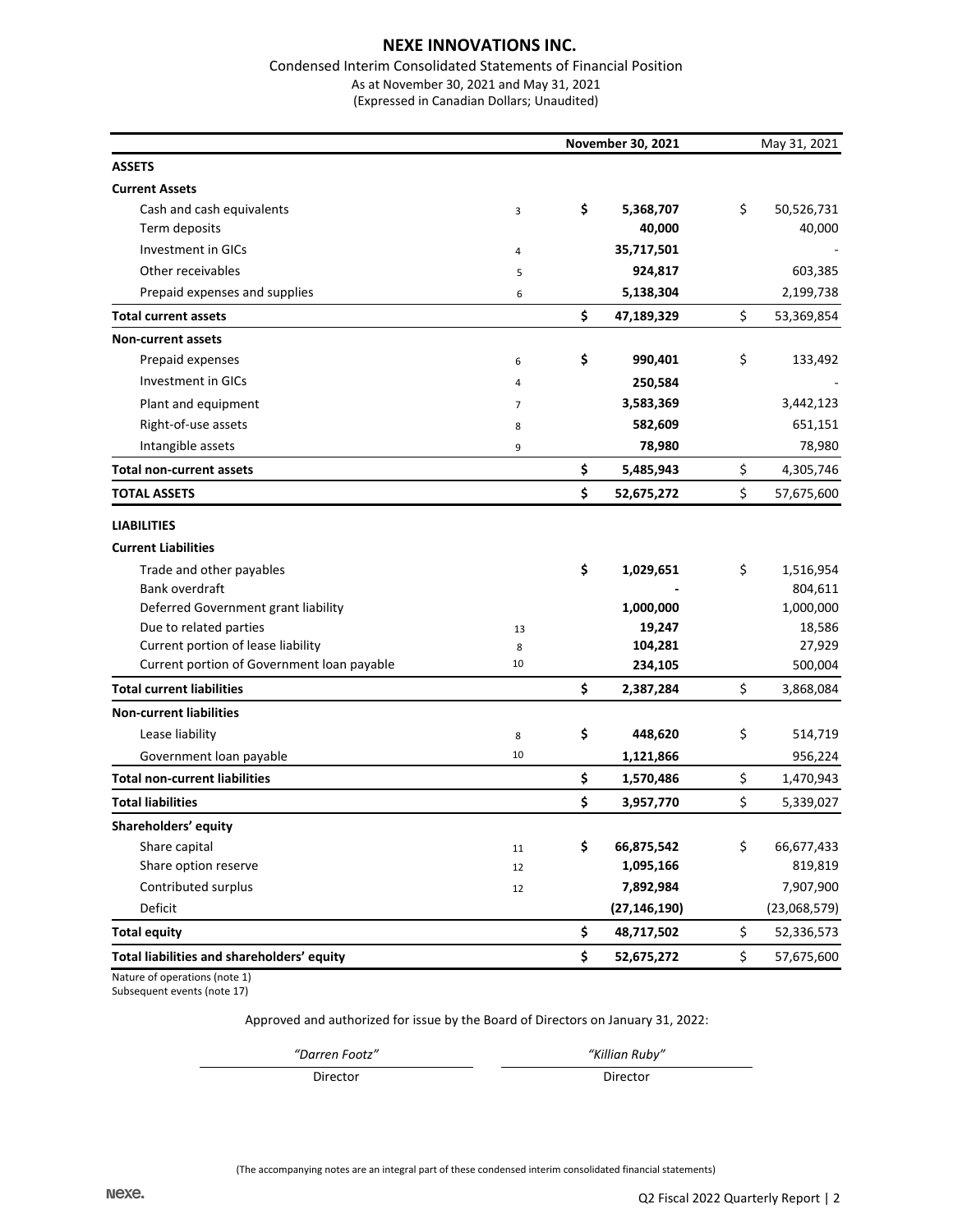# NEXE INNOVATIONS INC.

Condensed Interim Consolidated Statements of Financial Position

As at November 30, 2021 and May 31, 2021

(Expressed in Canadian Dollars; Unaudited)

| | | November 30, 2021 | May 31, 2021 |
|---|---|---|---|
| **ASSETS** | | | |
| **Current Assets** | | | |
| Cash and cash equivalents | 3 | **$ 5,368,707** | $ 50,526,731 |
| Term deposits | | **40,000** | 40,000 |
| Investment in GICs | 4 | **35,717,501** | - |
| Other receivables | 5 | **924,817** | 603,385 |
| Prepaid expenses and supplies | 6 | **5,138,304** | 2,199,738 |
| **Total current assets** | | **$ 47,189,329** | $ 53,369,854 |
| **Non-current assets** | | | |
| Prepaid expenses | 6 | **$ 990,401** | $ 133,492 |
| Investment in GICs | 4 | **250,584** | - |
| Plant and equipment | 7 | **3,583,369** | 3,442,123 |
| Right-of-use assets | 8 | **582,609** | 651,151 |
| Intangible assets | 9 | **78,980** | 78,980 |
| **Total non-current assets** | | **$ 5,485,943** | $ 4,305,746 |
| **TOTAL ASSETS** | | **$ 52,675,272** | $ 57,675,600 |
| **LIABILITIES** | | | |
| **Current Liabilities** | | | |
| Trade and other payables | | **$ 1,029,651** | $ 1,516,954 |
| Bank overdraft | | **-** | 804,611 |
| Deferred Government grant liability | | **1,000,000** | 1,000,000 |
| Due to related parties | 13 | **19,247** | 18,586 |
| Current portion of lease liability | 8 | **104,281** | 27,929 |
| Current portion of Government loan payable | 10 | **234,105** | 500,004 |
| **Total current liabilities** | | **$ 2,387,284** | $ 3,868,084 |
| **Non-current liabilities** | | | |
| Lease liability | 8 | **$ 448,620** | $ 514,719 |
| Government loan payable | 10 | **1,121,866** | 956,224 |
| **Total non-current liabilities** | | **$ 1,570,486** | $ 1,470,943 |
| **Total liabilities** | | **$ 3,957,770** | $ 5,339,027 |
| **Shareholders' equity** | | | |
| Share capital | 11 | **$ 66,875,542** | $ 66,677,433 |
| Share option reserve | 12 | **1,095,166** | 819,819 |
| Contributed surplus | 12 | **7,892,984** | 7,907,900 |
| Deficit | | **(27,146,190)** | (23,068,579) |
| **Total equity** | | **$ 48,717,502** | $ 52,336,573 |
| **Total liabilities and shareholders' equity** | | **$ 52,675,272** | $ 57,675,600 |

Nature of operations (note 1)
Subsequent events (note 17)

Approved and authorized for issue by the Board of Directors on January 31, 2022:

| *"Darren Footz"* | *"Killian Ruby"* |
|---|---|
| Director | Director |

(The accompanying notes are an integral part of these condensed interim consolidated financial statements)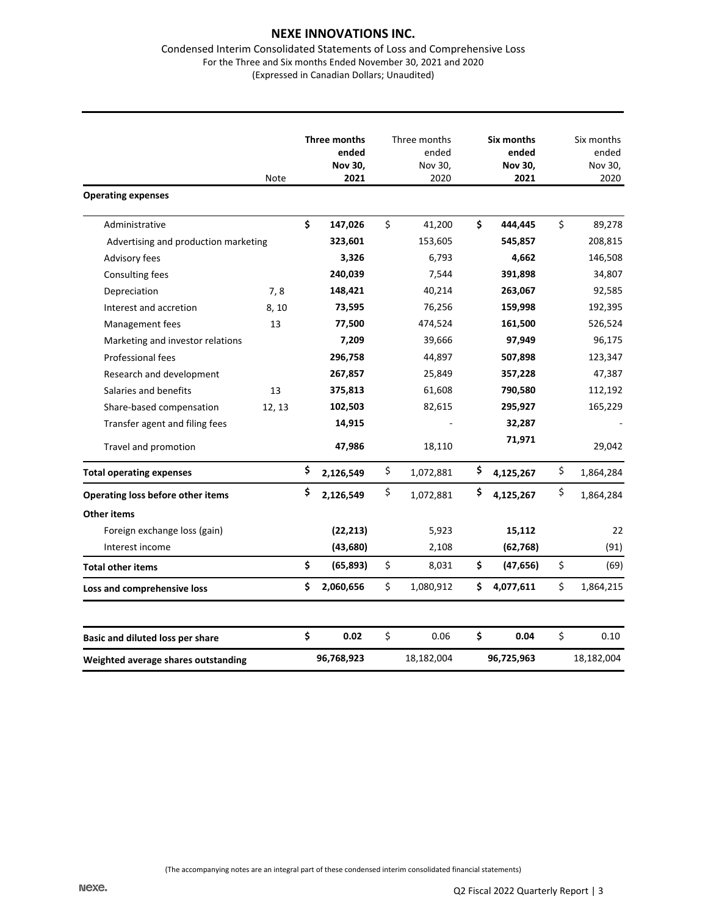# NEXE INNOVATIONS INC.

Condensed Interim Consolidated Statements of Loss and Comprehensive Loss
For the Three and Six months Ended November 30, 2021 and 2020
(Expressed in Canadian Dollars; Unaudited)

| | Note | **Three months ended Nov 30, 2021** | Three months ended Nov 30, 2020 | **Six months ended Nov 30, 2021** | Six months ended Nov 30, 2020 |
|---|---|---|---|---|---|
| **Operating expenses** | | | | | |
| Administrative | | **$ 147,026** | $ 41,200 | **$ 444,445** | $ 89,278 |
| Advertising and production marketing | | **323,601** | 153,605 | **545,857** | 208,815 |
| Advisory fees | | **3,326** | 6,793 | **4,662** | 146,508 |
| Consulting fees | | **240,039** | 7,544 | **391,898** | 34,807 |
| Depreciation | 7, 8 | **148,421** | 40,214 | **263,067** | 92,585 |
| Interest and accretion | 8, 10 | **73,595** | 76,256 | **159,998** | 192,395 |
| Management fees | 13 | **77,500** | 474,524 | **161,500** | 526,524 |
| Marketing and investor relations | | **7,209** | 39,666 | **97,949** | 96,175 |
| Professional fees | | **296,758** | 44,897 | **507,898** | 123,347 |
| Research and development | | **267,857** | 25,849 | **357,228** | 47,387 |
| Salaries and benefits | 13 | **375,813** | 61,608 | **790,580** | 112,192 |
| Share-based compensation | 12, 13 | **102,503** | 82,615 | **295,927** | 165,229 |
| Transfer agent and filing fees | | **14,915** | - | **32,287** | - |
| Travel and promotion | | **47,986** | 18,110 | **71,971** | 29,042 |
| **Total operating expenses** | | **$ 2,126,549** | $ 1,072,881 | **$ 4,125,267** | $ 1,864,284 |
| **Operating loss before other items** | | **$ 2,126,549** | $ 1,072,881 | **$ 4,125,267** | $ 1,864,284 |
| **Other items** | | | | | |
| Foreign exchange loss (gain) | | **(22,213)** | 5,923 | **15,112** | 22 |
| Interest income | | **(43,680)** | 2,108 | **(62,768)** | (91) |
| **Total other items** | | **$ (65,893)** | $ 8,031 | **$ (47,656)** | $ (69) |
| **Loss and comprehensive loss** | | **$ 2,060,656** | $ 1,080,912 | **$ 4,077,611** | $ 1,864,215 |
| | | | | | |
| **Basic and diluted loss per share** | | **$ 0.02** | $ 0.06 | **$ 0.04** | $ 0.10 |
| **Weighted average shares outstanding** | | **96,768,923** | 18,182,004 | **96,725,963** | 18,182,004 |

(The accompanying notes are an integral part of these condensed interim consolidated financial statements)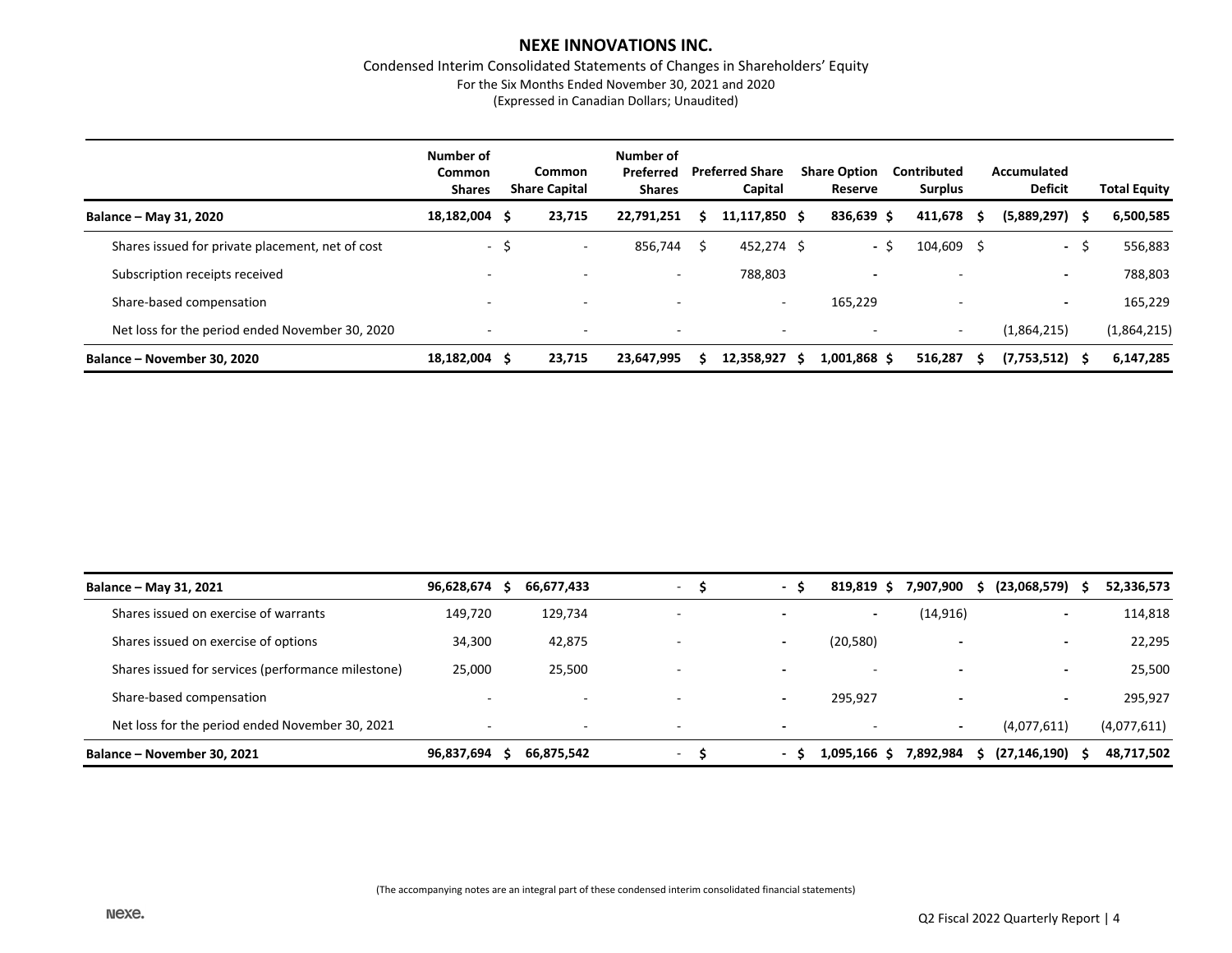# NEXE INNOVATIONS INC.

Condensed Interim Consolidated Statements of Changes in Shareholders' Equity

For the Six Months Ended November 30, 2021 and 2020

(Expressed in Canadian Dollars; Unaudited)

| | Number of Common Shares | Common Share Capital | Number of Preferred Shares | Preferred Share Capital | Share Option Reserve | Contributed Surplus | Accumulated Deficit | Total Equity |
|---|---|---|---|---|---|---|---|---|
| **Balance – May 31, 2020** | **18,182,004** | **$ 23,715** | **22,791,251** | **$ 11,117,850** | **$ 836,639** | **$ 411,678** | **$ (5,889,297)** | **$ 6,500,585** |
| Shares issued for private placement, net of cost | - | $ - | 856,744 | $ 452,274 | $ - | $ 104,609 | $ - | $ 556,883 |
| Subscription receipts received | - | - | - | 788,803 | - | - | - | 788,803 |
| Share-based compensation | - | - | - | - | 165,229 | - | - | 165,229 |
| Net loss for the period ended November 30, 2020 | - | - | - | - | - | - | (1,864,215) | (1,864,215) |
| **Balance – November 30, 2020** | **18,182,004** | **$ 23,715** | **23,647,995** | **$ 12,358,927** | **$ 1,001,868** | **$ 516,287** | **$ (7,753,512)** | **$ 6,147,285** |

| | Number of Common Shares | Common Share Capital | Number of Preferred Shares | Preferred Share Capital | Share Option Reserve | Contributed Surplus | Accumulated Deficit | Total Equity |
|---|---|---|---|---|---|---|---|---|
| **Balance – May 31, 2021** | **96,628,674** | **$ 66,677,433** | - | **$ -** | **$ 819,819** | **$ 7,907,900** | **$ (23,068,579)** | **$ 52,336,573** |
| Shares issued on exercise of warrants | 149,720 | 129,734 | - | - | - | (14,916) | - | 114,818 |
| Shares issued on exercise of options | 34,300 | 42,875 | - | - | (20,580) | - | - | 22,295 |
| Shares issued for services (performance milestone) | 25,000 | 25,500 | - | - | - | - | - | 25,500 |
| Share-based compensation | - | - | - | - | 295,927 | - | - | 295,927 |
| Net loss for the period ended November 30, 2021 | - | - | - | - | - | - | (4,077,611) | (4,077,611) |
| **Balance – November 30, 2021** | **96,837,694** | **$ 66,875,542** | - | **$ -** | **$ 1,095,166** | **$ 7,892,984** | **$ (27,146,190)** | **$ 48,717,502** |

(The accompanying notes are an integral part of these condensed interim consolidated financial statements)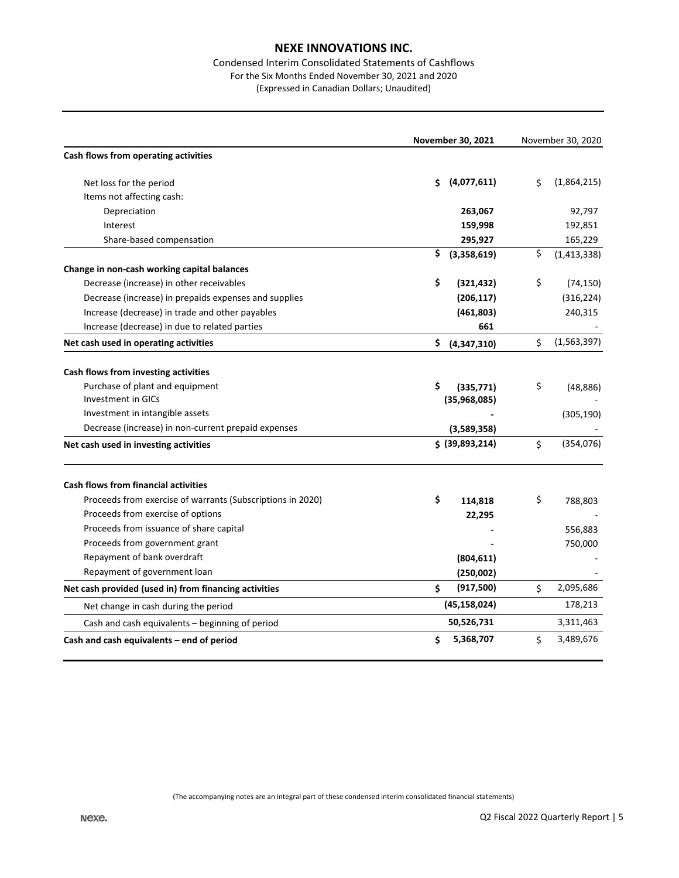# NEXE INNOVATIONS INC.

Condensed Interim Consolidated Statements of Cashflows
For the Six Months Ended November 30, 2021 and 2020
(Expressed in Canadian Dollars; Unaudited)

| | **November 30, 2021** | November 30, 2020 |
|---|---|---|
| **Cash flows from operating activities** | | |
| Net loss for the period | **$ (4,077,611)** | $ (1,864,215) |
| Items not affecting cash: | | |
| Depreciation | **263,067** | 92,797 |
| Interest | **159,998** | 192,851 |
| Share-based compensation | **295,927** | 165,229 |
| | **$ (3,358,619)** | $ (1,413,338) |
| **Change in non-cash working capital balances** | | |
| Decrease (increase) in other receivables | **$ (321,432)** | $ (74,150) |
| Decrease (increase) in prepaids expenses and supplies | **(206,117)** | (316,224) |
| Increase (decrease) in trade and other payables | **(461,803)** | 240,315 |
| Increase (decrease) in due to related parties | **661** | - |
| **Net cash used in operating activities** | **$ (4,347,310)** | $ (1,563,397) |
| **Cash flows from investing activities** | | |
| Purchase of plant and equipment | **$ (335,771)** | $ (48,886) |
| Investment in GICs | **(35,968,085)** | - |
| Investment in intangible assets | **-** | (305,190) |
| Decrease (increase) in non-current prepaid expenses | **(3,589,358)** | - |
| **Net cash used in investing activities** | **$ (39,893,214)** | $ (354,076) |
| **Cash flows from financial activities** | | |
| Proceeds from exercise of warrants (Subscriptions in 2020) | **$ 114,818** | $ 788,803 |
| Proceeds from exercise of options | **22,295** | - |
| Proceeds from issuance of share capital | **-** | 556,883 |
| Proceeds from government grant | **-** | 750,000 |
| Repayment of bank overdraft | **(804,611)** | - |
| Repayment of government loan | **(250,002)** | - |
| **Net cash provided (used in) from financing activities** | **$ (917,500)** | $ 2,095,686 |
| Net change in cash during the period | **(45,158,024)** | 178,213 |
| Cash and cash equivalents – beginning of period | **50,526,731** | 3,311,463 |
| **Cash and cash equivalents – end of period** | **$ 5,368,707** | $ 3,489,676 |

(The accompanying notes are an integral part of these condensed interim consolidated financial statements)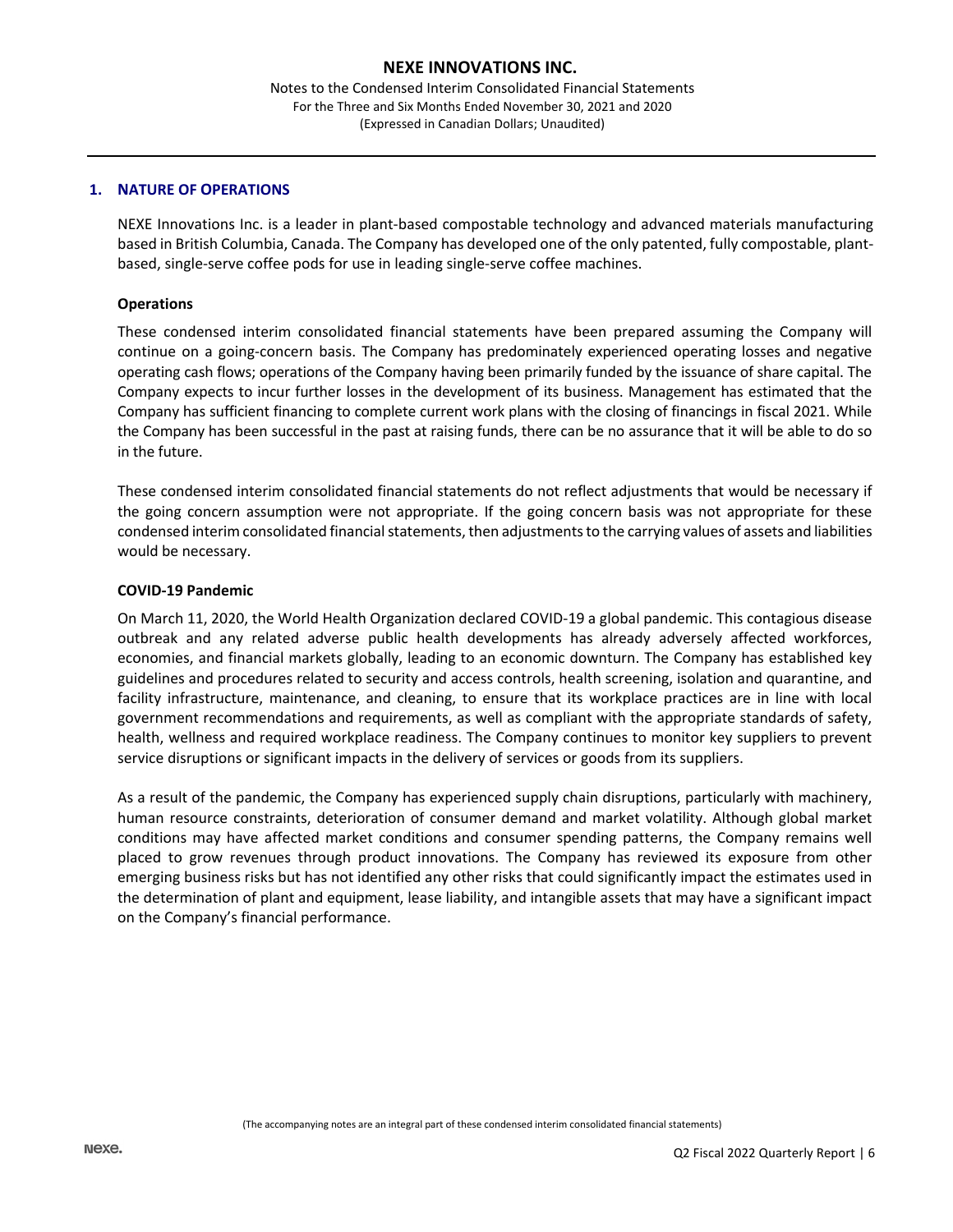## 1. NATURE OF OPERATIONS

NEXE Innovations Inc. is a leader in plant-based compostable technology and advanced materials manufacturing based in British Columbia, Canada. The Company has developed one of the only patented, fully compostable, plant-based, single-serve coffee pods for use in leading single-serve coffee machines.

### Operations

These condensed interim consolidated financial statements have been prepared assuming the Company will continue on a going-concern basis. The Company has predominately experienced operating losses and negative operating cash flows; operations of the Company having been primarily funded by the issuance of share capital. The Company expects to incur further losses in the development of its business. Management has estimated that the Company has sufficient financing to complete current work plans with the closing of financings in fiscal 2021. While the Company has been successful in the past at raising funds, there can be no assurance that it will be able to do so in the future.

These condensed interim consolidated financial statements do not reflect adjustments that would be necessary if the going concern assumption were not appropriate. If the going concern basis was not appropriate for these condensed interim consolidated financial statements, then adjustments to the carrying values of assets and liabilities would be necessary.

### COVID-19 Pandemic

On March 11, 2020, the World Health Organization declared COVID-19 a global pandemic. This contagious disease outbreak and any related adverse public health developments has already adversely affected workforces, economies, and financial markets globally, leading to an economic downturn. The Company has established key guidelines and procedures related to security and access controls, health screening, isolation and quarantine, and facility infrastructure, maintenance, and cleaning, to ensure that its workplace practices are in line with local government recommendations and requirements, as well as compliant with the appropriate standards of safety, health, wellness and required workplace readiness. The Company continues to monitor key suppliers to prevent service disruptions or significant impacts in the delivery of services or goods from its suppliers.

As a result of the pandemic, the Company has experienced supply chain disruptions, particularly with machinery, human resource constraints, deterioration of consumer demand and market volatility. Although global market conditions may have affected market conditions and consumer spending patterns, the Company remains well placed to grow revenues through product innovations. The Company has reviewed its exposure from other emerging business risks but has not identified any other risks that could significantly impact the estimates used in the determination of plant and equipment, lease liability, and intangible assets that may have a significant impact on the Company's financial performance.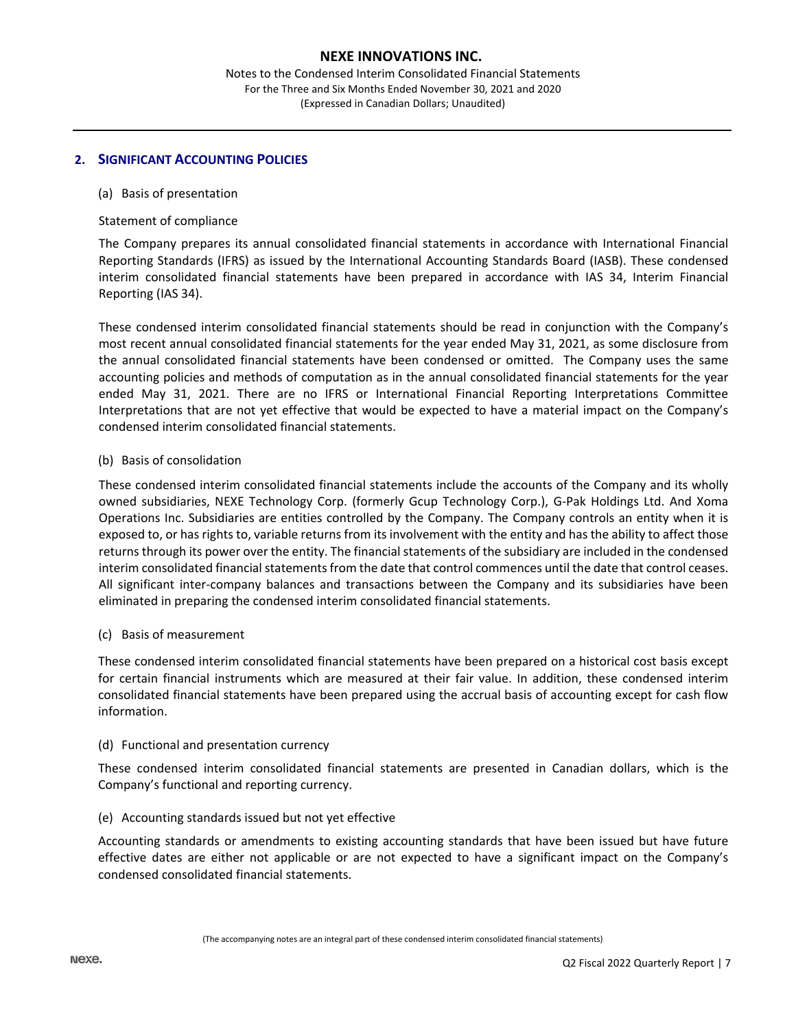## 2. SIGNIFICANT ACCOUNTING POLICIES

(a) Basis of presentation

Statement of compliance

The Company prepares its annual consolidated financial statements in accordance with International Financial Reporting Standards (IFRS) as issued by the International Accounting Standards Board (IASB). These condensed interim consolidated financial statements have been prepared in accordance with IAS 34, Interim Financial Reporting (IAS 34).

These condensed interim consolidated financial statements should be read in conjunction with the Company's most recent annual consolidated financial statements for the year ended May 31, 2021, as some disclosure from the annual consolidated financial statements have been condensed or omitted. The Company uses the same accounting policies and methods of computation as in the annual consolidated financial statements for the year ended May 31, 2021. There are no IFRS or International Financial Reporting Interpretations Committee Interpretations that are not yet effective that would be expected to have a material impact on the Company's condensed interim consolidated financial statements.

(b) Basis of consolidation

These condensed interim consolidated financial statements include the accounts of the Company and its wholly owned subsidiaries, NEXE Technology Corp. (formerly Gcup Technology Corp.), G-Pak Holdings Ltd. And Xoma Operations Inc. Subsidiaries are entities controlled by the Company. The Company controls an entity when it is exposed to, or has rights to, variable returns from its involvement with the entity and has the ability to affect those returns through its power over the entity. The financial statements of the subsidiary are included in the condensed interim consolidated financial statements from the date that control commences until the date that control ceases. All significant inter-company balances and transactions between the Company and its subsidiaries have been eliminated in preparing the condensed interim consolidated financial statements.

(c) Basis of measurement

These condensed interim consolidated financial statements have been prepared on a historical cost basis except for certain financial instruments which are measured at their fair value. In addition, these condensed interim consolidated financial statements have been prepared using the accrual basis of accounting except for cash flow information.

(d) Functional and presentation currency

These condensed interim consolidated financial statements are presented in Canadian dollars, which is the Company's functional and reporting currency.

(e) Accounting standards issued but not yet effective

Accounting standards or amendments to existing accounting standards that have been issued but have future effective dates are either not applicable or are not expected to have a significant impact on the Company's condensed consolidated financial statements.

(The accompanying notes are an integral part of these condensed interim consolidated financial statements)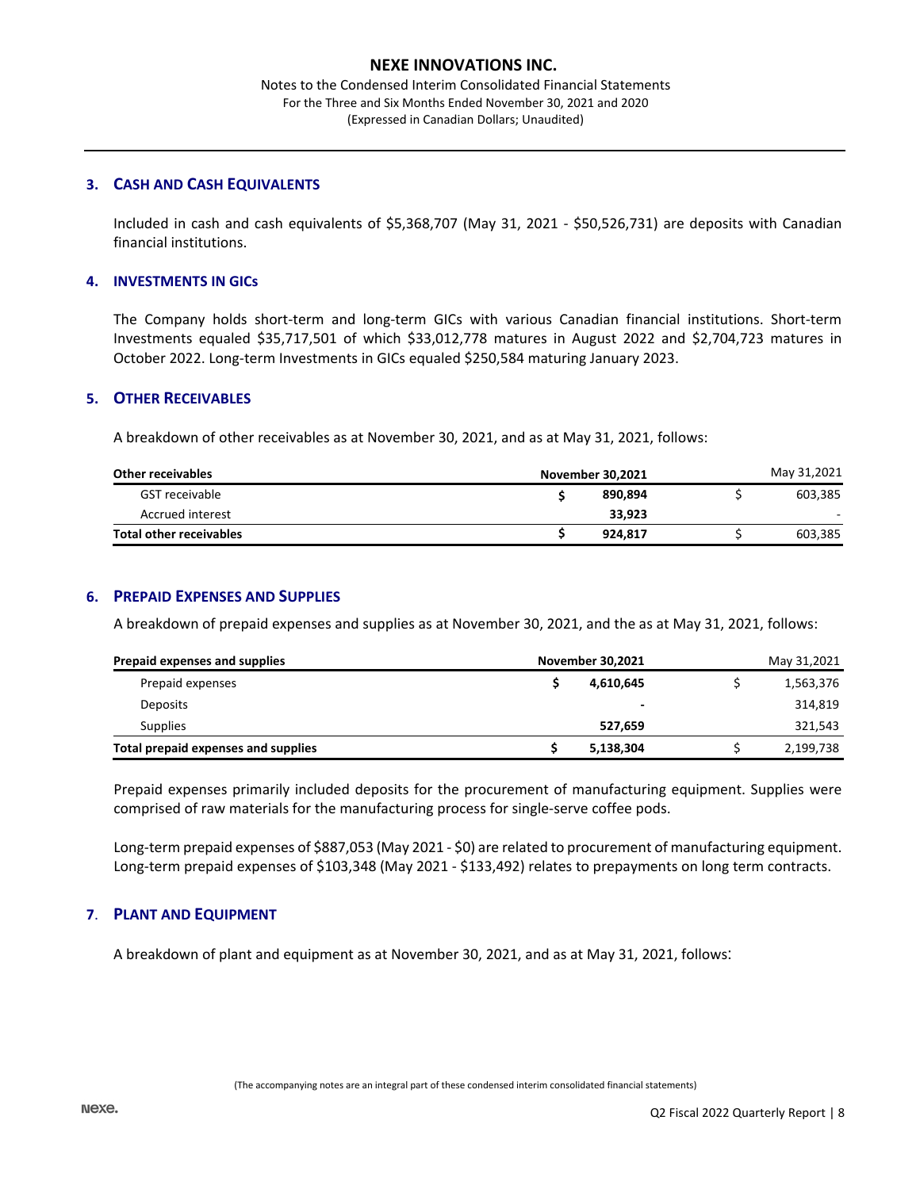## 3. CASH AND CASH EQUIVALENTS

Included in cash and cash equivalents of $5,368,707 (May 31, 2021 - $50,526,731) are deposits with Canadian financial institutions.

## 4. INVESTMENTS IN GICs

The Company holds short-term and long-term GICs with various Canadian financial institutions. Short-term Investments equaled $35,717,501 of which $33,012,778 matures in August 2022 and $2,704,723 matures in October 2022. Long-term Investments in GICs equaled $250,584 maturing January 2023.

## 5. OTHER RECEIVABLES

A breakdown of other receivables as at November 30, 2021, and as at May 31, 2021, follows:

| Other receivables | November 30,2021 | May 31,2021 |
|---|---|---|
| GST receivable | $ 890,894 | $ 603,385 |
| Accrued interest | 33,923 | - |
| **Total other receivables** | **$ 924,817** | $ 603,385 |

## 6. PREPAID EXPENSES AND SUPPLIES

A breakdown of prepaid expenses and supplies as at November 30, 2021, and the as at May 31, 2021, follows:

| Prepaid expenses and supplies | November 30,2021 | May 31,2021 |
|---|---|---|
| Prepaid expenses | $ 4,610,645 | $ 1,563,376 |
| Deposits | - | 314,819 |
| Supplies | 527,659 | 321,543 |
| **Total prepaid expenses and supplies** | **$ 5,138,304** | $ 2,199,738 |

Prepaid expenses primarily included deposits for the procurement of manufacturing equipment. Supplies were comprised of raw materials for the manufacturing process for single-serve coffee pods.

Long-term prepaid expenses of $887,053 (May 2021 - $0) are related to procurement of manufacturing equipment. Long-term prepaid expenses of $103,348 (May 2021 - $133,492) relates to prepayments on long term contracts.

## 7. PLANT AND EQUIPMENT

A breakdown of plant and equipment as at November 30, 2021, and as at May 31, 2021, follows: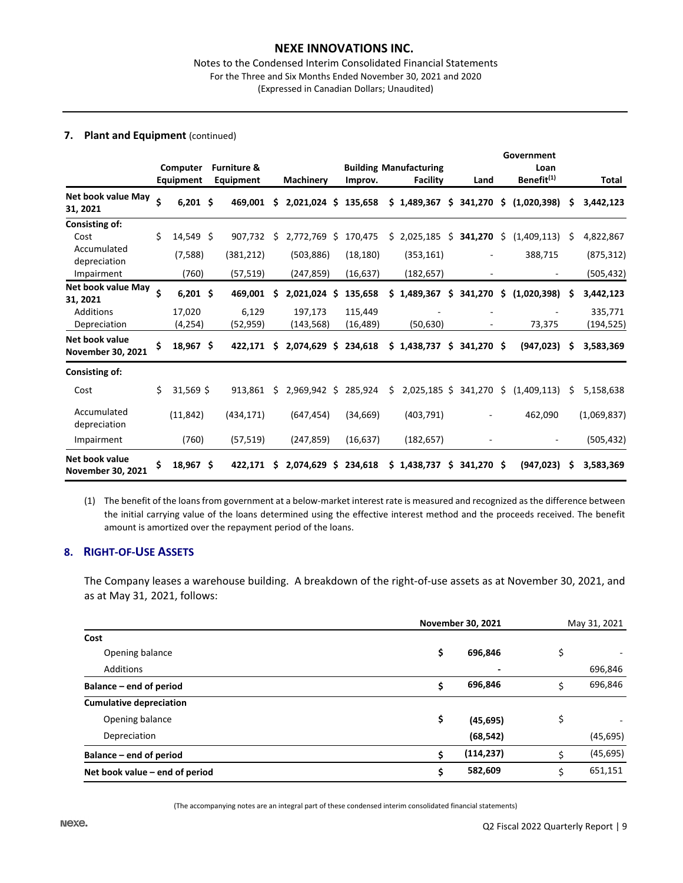## 7. Plant and Equipment (continued)

| | Computer Equipment | Furniture & Equipment | Machinery | Building Improv. | Manufacturing Facility | Land | Government Loan Benefit[1] | Total |
|---|---|---|---|---|---|---|---|---|
| **Net book value May 31, 2021** | **$ 6,201** | **$ 469,001** | **$ 2,021,024** | **$ 135,658** | **$ 1,489,367** | **$ 341,270** | **$ (1,020,398)** | **$ 3,442,123** |
| **Consisting of:** | | | | | | | | |
| Cost | $ 14,549 | $ 907,732 | $ 2,772,769 | $ 170,475 | $ 2,025,185 | $ **341,270** | $ (1,409,113) | $ 4,822,867 |
| Accumulated depreciation | (7,588) | (381,212) | (503,886) | (18,180) | (353,161) | - | 388,715 | (875,312) |
| Impairment | (760) | (57,519) | (247,859) | (16,637) | (182,657) | - | - | (505,432) |
| **Net book value May 31, 2021** | **$ 6,201** | **$ 469,001** | **$ 2,021,024** | **$ 135,658** | **$ 1,489,367** | **$ 341,270** | **$ (1,020,398)** | **$ 3,442,123** |
| Additions | 17,020 | 6,129 | 197,173 | 115,449 | - | - | - | 335,771 |
| Depreciation | (4,254) | (52,959) | (143,568) | (16,489) | (50,630) | - | 73,375 | (194,525) |
| **Net book value November 30, 2021** | **$ 18,967** | **$ 422,171** | **$ 2,074,629** | **$ 234,618** | **$ 1,438,737** | **$ 341,270** | **$ (947,023)** | **$ 3,583,369** |
| **Consisting of:** | | | | | | | | |
| Cost | $ 31,569 | $ 913,861 | $ 2,969,942 | $ 285,924 | $ 2,025,185 | $ 341,270 | $ (1,409,113) | $ 5,158,638 |
| Accumulated depreciation | (11,842) | (434,171) | (647,454) | (34,669) | (403,791) | - | 462,090 | (1,069,837) |
| Impairment | (760) | (57,519) | (247,859) | (16,637) | (182,657) | - | - | (505,432) |
| **Net book value November 30, 2021** | **$ 18,967** | **$ 422,171** | **$ 2,074,629** | **$ 234,618** | **$ 1,438,737** | **$ 341,270** | **$ (947,023)** | **$ 3,583,369** |

(1) The benefit of the loans from government at a below-market interest rate is measured and recognized as the difference between the initial carrying value of the loans determined using the effective interest method and the proceeds received. The benefit amount is amortized over the repayment period of the loans.

## 8. RIGHT-OF-USE ASSETS

The Company leases a warehouse building. A breakdown of the right-of-use assets as at November 30, 2021, and as at May 31, 2021, follows:

| | November 30, 2021 | May 31, 2021 |
|---|---|---|
| **Cost** | | |
| Opening balance | **$ 696,846** | $ - |
| Additions | **-** | 696,846 |
| **Balance – end of period** | **$ 696,846** | $ 696,846 |
| **Cumulative depreciation** | | |
| Opening balance | **$ (45,695)** | $ - |
| Depreciation | **(68,542)** | (45,695) |
| **Balance – end of period** | **$ (114,237)** | $ (45,695) |
| **Net book value – end of period** | **$ 582,609** | $ 651,151 |

(The accompanying notes are an integral part of these condensed interim consolidated financial statements)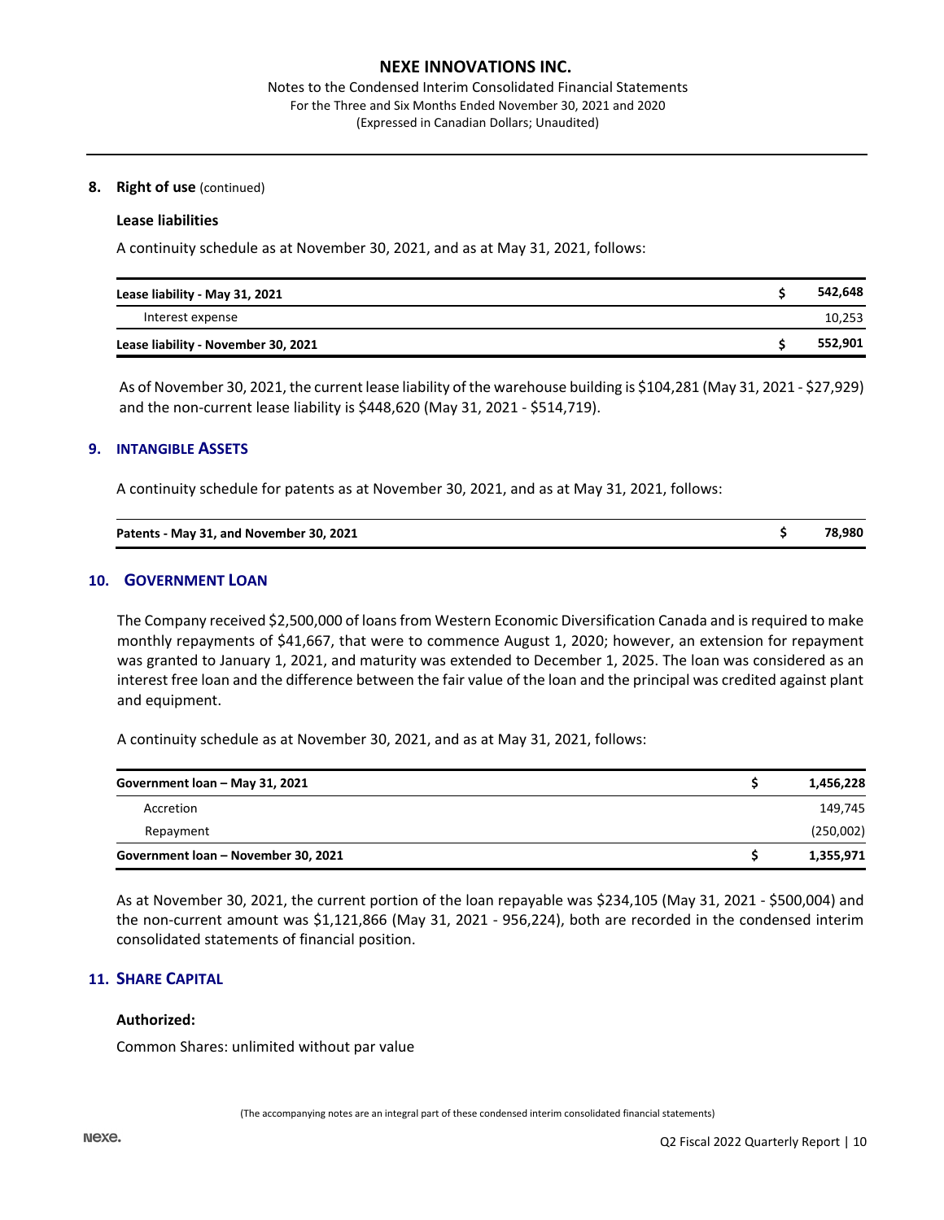**8. Right of use** (continued)

**Lease liabilities**

A continuity schedule as at November 30, 2021, and as at May 31, 2021, follows:

| | | |
|---|---|---|
| **Lease liability - May 31, 2021** | **$** | **542,648** |
| Interest expense | | 10,253 |
| **Lease liability - November 30, 2021** | **$** | **552,901** |

As of November 30, 2021, the current lease liability of the warehouse building is $104,281 (May 31, 2021 - $27,929) and the non-current lease liability is $448,620 (May 31, 2021 - $514,719).

## 9. INTANGIBLE ASSETS

A continuity schedule for patents as at November 30, 2021, and as at May 31, 2021, follows:

| | | |
|---|---|---|
| **Patents - May 31, and November 30, 2021** | **$** | **78,980** |

## 10. GOVERNMENT LOAN

The Company received $2,500,000 of loans from Western Economic Diversification Canada and is required to make monthly repayments of $41,667, that were to commence August 1, 2020; however, an extension for repayment was granted to January 1, 2021, and maturity was extended to December 1, 2025. The loan was considered as an interest free loan and the difference between the fair value of the loan and the principal was credited against plant and equipment.

A continuity schedule as at November 30, 2021, and as at May 31, 2021, follows:

| | | |
|---|---|---|
| **Government loan – May 31, 2021** | **$** | **1,456,228** |
| Accretion | | 149,745 |
| Repayment | | (250,002) |
| **Government loan – November 30, 2021** | **$** | **1,355,971** |

As at November 30, 2021, the current portion of the loan repayable was $234,105 (May 31, 2021 - $500,004) and the non-current amount was $1,121,866 (May 31, 2021 - 956,224), both are recorded in the condensed interim consolidated statements of financial position.

## 11. SHARE CAPITAL

**Authorized:**

Common Shares: unlimited without par value

(The accompanying notes are an integral part of these condensed interim consolidated financial statements)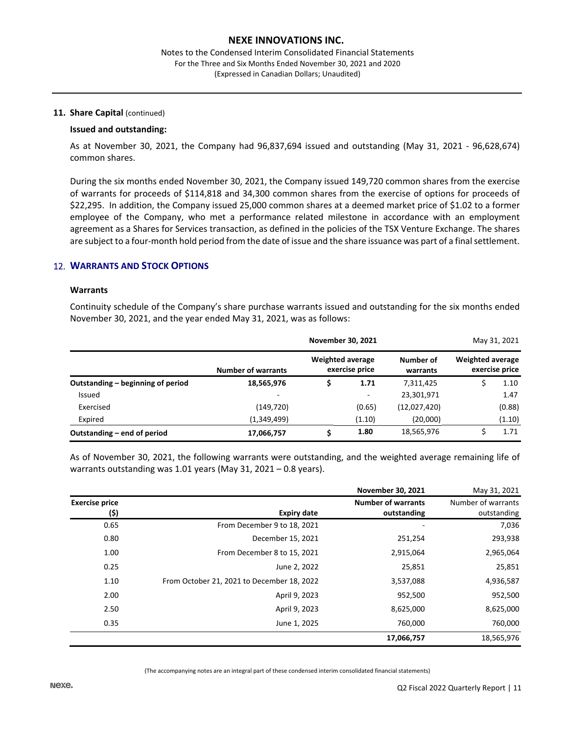## 11. Share Capital (continued)

### Issued and outstanding:

As at November 30, 2021, the Company had 96,837,694 issued and outstanding (May 31, 2021 - 96,628,674) common shares.

During the six months ended November 30, 2021, the Company issued 149,720 common shares from the exercise of warrants for proceeds of $114,818 and 34,300 common shares from the exercise of options for proceeds of $22,295. In addition, the Company issued 25,000 common shares at a deemed market price of $1.02 to a former employee of the Company, who met a performance related milestone in accordance with an employment agreement as a Shares for Services transaction, as defined in the policies of the TSX Venture Exchange. The shares are subject to a four-month hold period from the date of issue and the share issuance was part of a final settlement.

## 12. WARRANTS AND STOCK OPTIONS

### Warrants

Continuity schedule of the Company's share purchase warrants issued and outstanding for the six months ended November 30, 2021, and the year ended May 31, 2021, was as follows:

| | November 30, 2021 | | May 31, 2021 | |
|---|---|---|---|---|
| | **Number of warrants** | **Weighted average exercise price** | **Number of warrants** | **Weighted average exercise price** |
| **Outstanding – beginning of period** | **18,565,976** | **$ 1.71** | 7,311,425 | $ 1.10 |
| Issued | - | - | 23,301,971 | 1.47 |
| Exercised | (149,720) | (0.65) | (12,027,420) | (0.88) |
| Expired | (1,349,499) | (1.10) | (20,000) | (1.10) |
| **Outstanding – end of period** | **17,066,757** | **$ 1.80** | 18,565,976 | $ 1.71 |

As of November 30, 2021, the following warrants were outstanding, and the weighted average remaining life of warrants outstanding was 1.01 years (May 31, 2021 – 0.8 years).

| | | November 30, 2021 | May 31, 2021 |
|---|---|---|---|
| **Exercise price ($)** | **Expiry date** | **Number of warrants outstanding** | Number of warrants outstanding |
| 0.65 | From December 9 to 18, 2021 | - | 7,036 |
| 0.80 | December 15, 2021 | 251,254 | 293,938 |
| 1.00 | From December 8 to 15, 2021 | 2,915,064 | 2,965,064 |
| 0.25 | June 2, 2022 | 25,851 | 25,851 |
| 1.10 | From October 21, 2021 to December 18, 2022 | 3,537,088 | 4,936,587 |
| 2.00 | April 9, 2023 | 952,500 | 952,500 |
| 2.50 | April 9, 2023 | 8,625,000 | 8,625,000 |
| 0.35 | June 1, 2025 | 760,000 | 760,000 |
| | | **17,066,757** | 18,565,976 |

(The accompanying notes are an integral part of these condensed interim consolidated financial statements)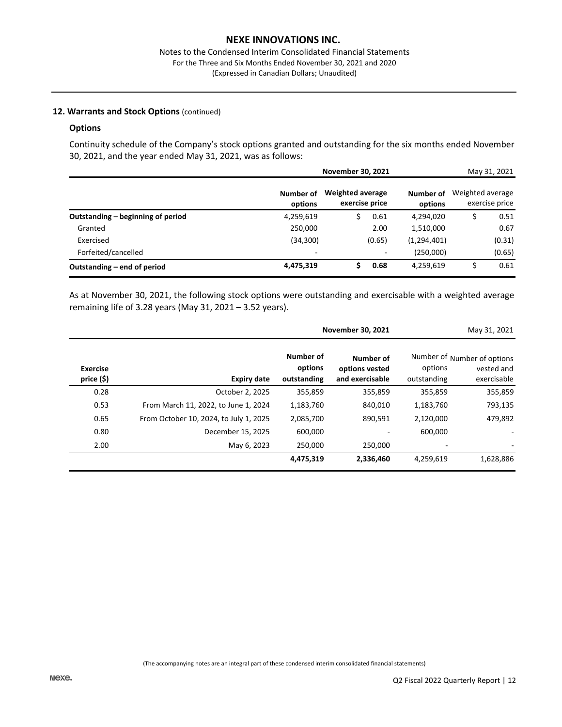## 12. Warrants and Stock Options (continued)

### Options

Continuity schedule of the Company's stock options granted and outstanding for the six months ended November 30, 2021, and the year ended May 31, 2021, was as follows:

| | **November 30, 2021** | | May 31, 2021 | |
|---|---|---|---|---|
| | **Number of options** | **Weighted average exercise price** | **Number of options** | Weighted average exercise price |
| **Outstanding – beginning of period** | 4,259,619 | $ 0.61 | 4,294,020 | $ 0.51 |
| Granted | 250,000 | 2.00 | 1,510,000 | 0.67 |
| Exercised | (34,300) | (0.65) | (1,294,401) | (0.31) |
| Forfeited/cancelled | - | - | (250,000) | (0.65) |
| **Outstanding – end of period** | **4,475,319** | **$ 0.68** | 4,259,619 | $ 0.61 |

As at November 30, 2021, the following stock options were outstanding and exercisable with a weighted average remaining life of 3.28 years (May 31, 2021 – 3.52 years).

| | | **November 30, 2021** | | May 31, 2021 | |
|---|---|---|---|---|---|
| **Exercise price ($)** | **Expiry date** | **Number of options outstanding** | **Number of options vested and exercisable** | Number of options outstanding | Number of options vested and exercisable |
| 0.28 | October 2, 2025 | 355,859 | 355,859 | 355,859 | 355,859 |
| 0.53 | From March 11, 2022, to June 1, 2024 | 1,183,760 | 840,010 | 1,183,760 | 793,135 |
| 0.65 | From October 10, 2024, to July 1, 2025 | 2,085,700 | 890,591 | 2,120,000 | 479,892 |
| 0.80 | December 15, 2025 | 600,000 | - | 600,000 | - |
| 2.00 | May 6, 2023 | 250,000 | 250,000 | - | - |
| | | **4,475,319** | **2,336,460** | 4,259,619 | 1,628,886 |

(The accompanying notes are an integral part of these condensed interim consolidated financial statements)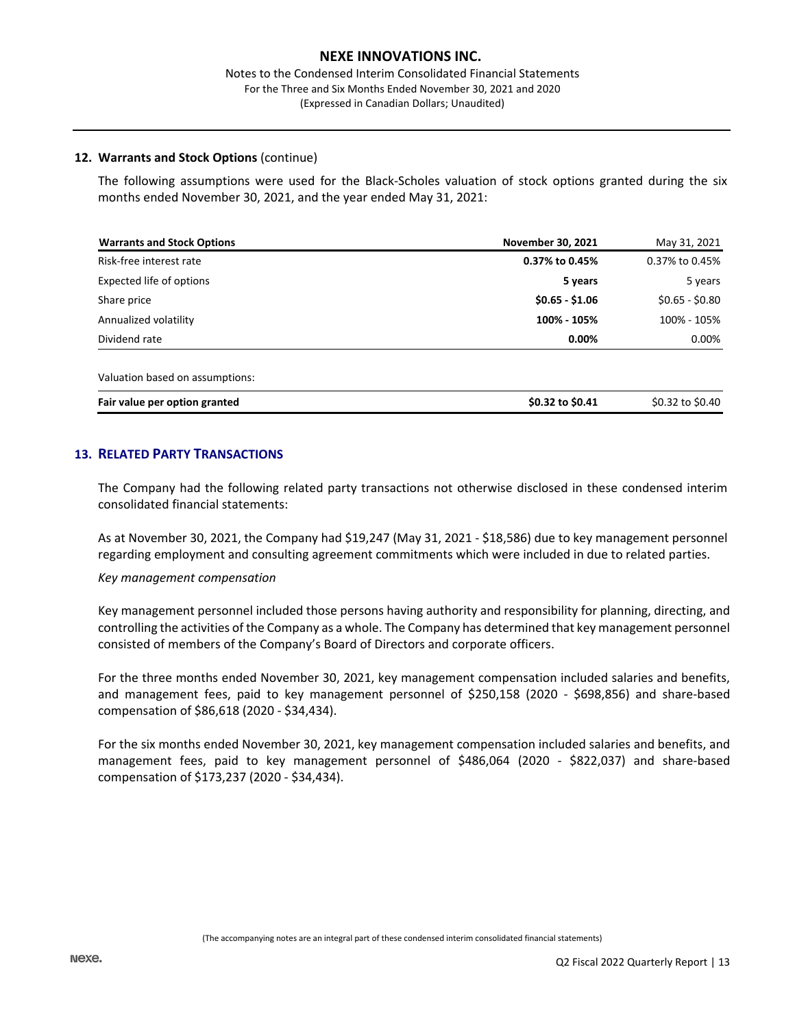### 12. Warrants and Stock Options (continue)

The following assumptions were used for the Black-Scholes valuation of stock options granted during the six months ended November 30, 2021, and the year ended May 31, 2021:

| Warrants and Stock Options | November 30, 2021 | May 31, 2021 |
|---|---|---|
| Risk-free interest rate | **0.37% to 0.45%** | 0.37% to 0.45% |
| Expected life of options | **5 years** | 5 years |
| Share price | **$0.65 - $1.06** | $0.65 - $0.80 |
| Annualized volatility | **100% - 105%** | 100% - 105% |
| Dividend rate | **0.00%** | 0.00% |
| Valuation based on assumptions: | | |
| **Fair value per option granted** | **$0.32 to $0.41** | $0.32 to $0.40 |

## 13. RELATED PARTY TRANSACTIONS

The Company had the following related party transactions not otherwise disclosed in these condensed interim consolidated financial statements:

As at November 30, 2021, the Company had $19,247 (May 31, 2021 - $18,586) due to key management personnel regarding employment and consulting agreement commitments which were included in due to related parties.

*Key management compensation*

Key management personnel included those persons having authority and responsibility for planning, directing, and controlling the activities of the Company as a whole. The Company has determined that key management personnel consisted of members of the Company's Board of Directors and corporate officers.

For the three months ended November 30, 2021, key management compensation included salaries and benefits, and management fees, paid to key management personnel of $250,158 (2020 - $698,856) and share-based compensation of $86,618 (2020 - $34,434).

For the six months ended November 30, 2021, key management compensation included salaries and benefits, and management fees, paid to key management personnel of $486,064 (2020 - $822,037) and share-based compensation of $173,237 (2020 - $34,434).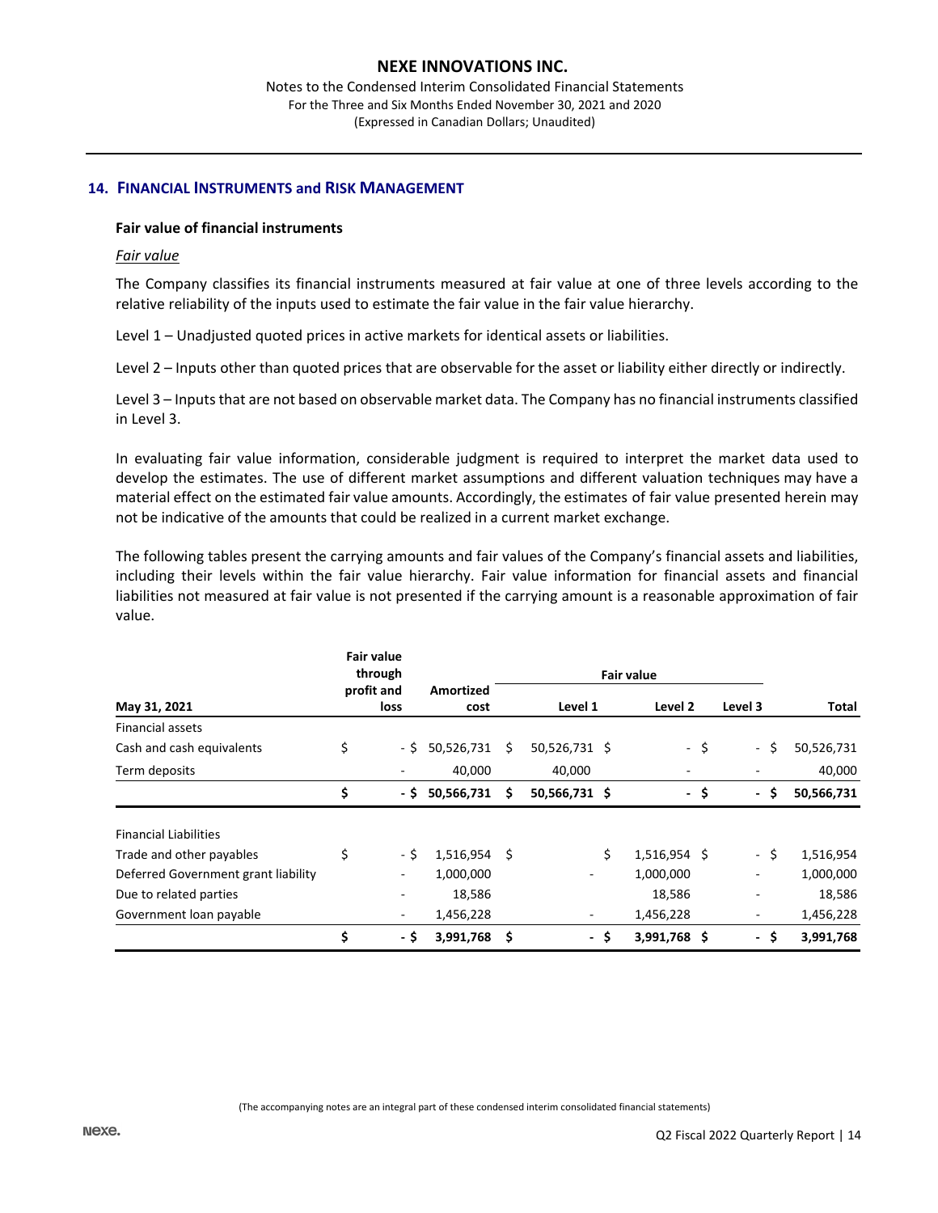## 14. FINANCIAL INSTRUMENTS and RISK MANAGEMENT

### Fair value of financial instruments

*Fair value*

The Company classifies its financial instruments measured at fair value at one of three levels according to the relative reliability of the inputs used to estimate the fair value in the fair value hierarchy.

Level 1 – Unadjusted quoted prices in active markets for identical assets or liabilities.

Level 2 – Inputs other than quoted prices that are observable for the asset or liability either directly or indirectly.

Level 3 – Inputs that are not based on observable market data. The Company has no financial instruments classified in Level 3.

In evaluating fair value information, considerable judgment is required to interpret the market data used to develop the estimates. The use of different market assumptions and different valuation techniques may have a material effect on the estimated fair value amounts. Accordingly, the estimates of fair value presented herein may not be indicative of the amounts that could be realized in a current market exchange.

The following tables present the carrying amounts and fair values of the Company's financial assets and liabilities, including their levels within the fair value hierarchy. Fair value information for financial assets and financial liabilities not measured at fair value is not presented if the carrying amount is a reasonable approximation of fair value.

| | Fair value through profit and loss | Amortized cost | Fair value | | | |
|---|---|---|---|---|---|---|
| **May 31, 2021** | | | **Level 1** | **Level 2** | **Level 3** | **Total** |
| Financial assets | | | | | | |
| Cash and cash equivalents | $ - | $ 50,526,731 | $ 50,526,731 | $ - | $ - | $ 50,526,731 |
| Term deposits | - | 40,000 | 40,000 | - | - | 40,000 |
| | **$ -** | **$ 50,566,731** | **$ 50,566,731** | **$ -** | **$ -** | **$ 50,566,731** |
| | | | | | | |
| Financial Liabilities | | | | | | |
| Trade and other payables | $ - | $ 1,516,954 | $ | $ 1,516,954 | $ - | $ 1,516,954 |
| Deferred Government grant liability | - | 1,000,000 | - | 1,000,000 | - | 1,000,000 |
| Due to related parties | - | 18,586 | | 18,586 | - | 18,586 |
| Government loan payable | - | 1,456,228 | - | 1,456,228 | - | 1,456,228 |
| | **$ -** | **$ 3,991,768** | **$ -** | **$ 3,991,768** | **$ -** | **$ 3,991,768** |

(The accompanying notes are an integral part of these condensed interim consolidated financial statements)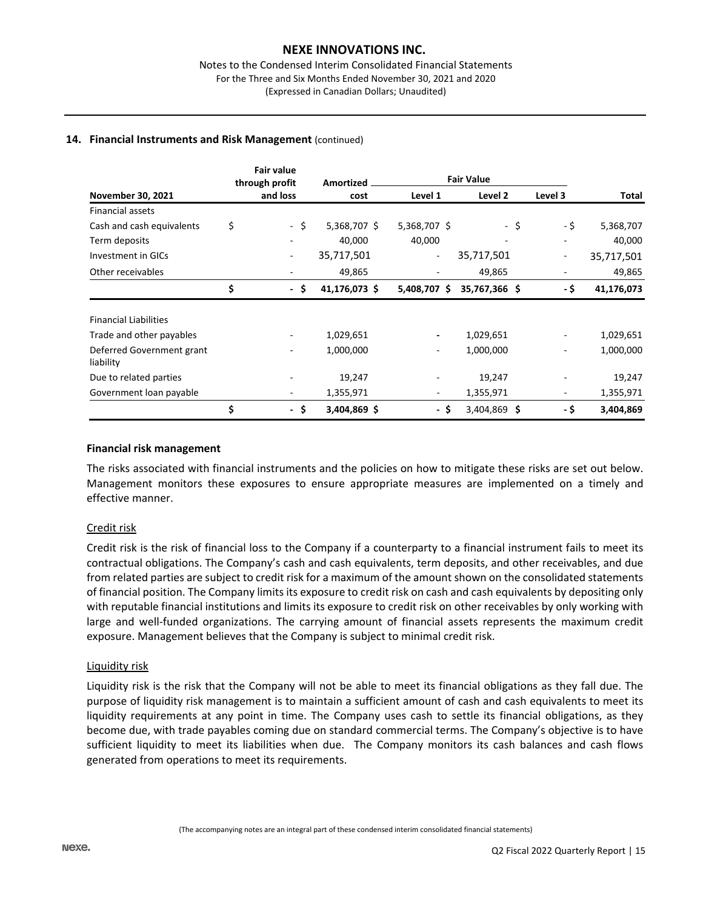### 14. Financial Instruments and Risk Management (continued)

| November 30, 2021 | Fair value through profit and loss | Amortized cost | Fair Value Level 1 | Fair Value Level 2 | Fair Value Level 3 | Total |
|---|---|---|---|---|---|---|
| Financial assets | | | | | | |
| Cash and cash equivalents | $ - | $ 5,368,707 | $ 5,368,707 | $ - | $ - | $ 5,368,707 |
| Term deposits | - | 40,000 | 40,000 | - | - | 40,000 |
| Investment in GICs | - | 35,717,501 | - | 35,717,501 | - | 35,717,501 |
| Other receivables | - | 49,865 | - | 49,865 | - | 49,865 |
| | **$ -** | **$ 41,176,073** | **$ 5,408,707** | **$ 35,767,366** | **$ -** | **$ 41,176,073** |
| | | | | | | |
| Financial Liabilities | | | | | | |
| Trade and other payables | - | 1,029,651 | - | 1,029,651 | - | 1,029,651 |
| Deferred Government grant liability | - | 1,000,000 | - | 1,000,000 | - | 1,000,000 |
| Due to related parties | - | 19,247 | - | 19,247 | - | 19,247 |
| Government loan payable | - | 1,355,971 | - | 1,355,971 | - | 1,355,971 |
| | **$ -** | **$ 3,404,869** | **$ -** | **$ 3,404,869** | **$ -** | **$ 3,404,869** |

**Financial risk management**

The risks associated with financial instruments and the policies on how to mitigate these risks are set out below. Management monitors these exposures to ensure appropriate measures are implemented on a timely and effective manner.

Credit risk

Credit risk is the risk of financial loss to the Company if a counterparty to a financial instrument fails to meet its contractual obligations. The Company's cash and cash equivalents, term deposits, and other receivables, and due from related parties are subject to credit risk for a maximum of the amount shown on the consolidated statements of financial position. The Company limits its exposure to credit risk on cash and cash equivalents by depositing only with reputable financial institutions and limits its exposure to credit risk on other receivables by only working with large and well-funded organizations. The carrying amount of financial assets represents the maximum credit exposure. Management believes that the Company is subject to minimal credit risk.

Liquidity risk

Liquidity risk is the risk that the Company will not be able to meet its financial obligations as they fall due. The purpose of liquidity risk management is to maintain a sufficient amount of cash and cash equivalents to meet its liquidity requirements at any point in time. The Company uses cash to settle its financial obligations, as they become due, with trade payables coming due on standard commercial terms. The Company's objective is to have sufficient liquidity to meet its liabilities when due. The Company monitors its cash balances and cash flows generated from operations to meet its requirements.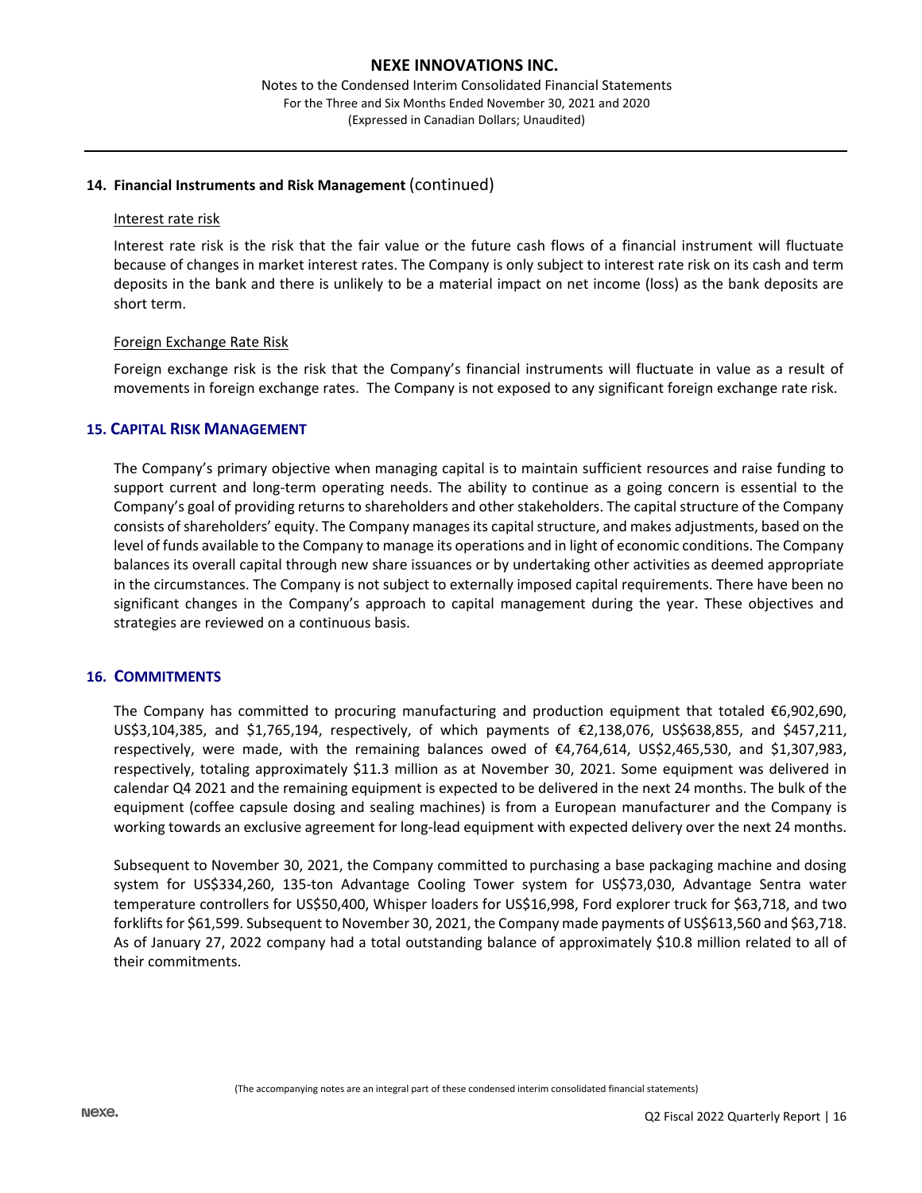### 14. Financial Instruments and Risk Management (continued)

Interest rate risk

Interest rate risk is the risk that the fair value or the future cash flows of a financial instrument will fluctuate because of changes in market interest rates. The Company is only subject to interest rate risk on its cash and term deposits in the bank and there is unlikely to be a material impact on net income (loss) as the bank deposits are short term.

Foreign Exchange Rate Risk

Foreign exchange risk is the risk that the Company's financial instruments will fluctuate in value as a result of movements in foreign exchange rates. The Company is not exposed to any significant foreign exchange rate risk.

## 15. CAPITAL RISK MANAGEMENT

The Company's primary objective when managing capital is to maintain sufficient resources and raise funding to support current and long-term operating needs. The ability to continue as a going concern is essential to the Company's goal of providing returns to shareholders and other stakeholders. The capital structure of the Company consists of shareholders' equity. The Company manages its capital structure, and makes adjustments, based on the level of funds available to the Company to manage its operations and in light of economic conditions. The Company balances its overall capital through new share issuances or by undertaking other activities as deemed appropriate in the circumstances. The Company is not subject to externally imposed capital requirements. There have been no significant changes in the Company's approach to capital management during the year. These objectives and strategies are reviewed on a continuous basis.

## 16. COMMITMENTS

The Company has committed to procuring manufacturing and production equipment that totaled €6,902,690, US$3,104,385, and $1,765,194, respectively, of which payments of €2,138,076, US$638,855, and $457,211, respectively, were made, with the remaining balances owed of €4,764,614, US$2,465,530, and $1,307,983, respectively, totaling approximately $11.3 million as at November 30, 2021. Some equipment was delivered in calendar Q4 2021 and the remaining equipment is expected to be delivered in the next 24 months. The bulk of the equipment (coffee capsule dosing and sealing machines) is from a European manufacturer and the Company is working towards an exclusive agreement for long-lead equipment with expected delivery over the next 24 months.

Subsequent to November 30, 2021, the Company committed to purchasing a base packaging machine and dosing system for US$334,260, 135-ton Advantage Cooling Tower system for US$73,030, Advantage Sentra water temperature controllers for US$50,400, Whisper loaders for US$16,998, Ford explorer truck for $63,718, and two forklifts for $61,599. Subsequent to November 30, 2021, the Company made payments of US$613,560 and $63,718. As of January 27, 2022 company had a total outstanding balance of approximately $10.8 million related to all of their commitments.

(The accompanying notes are an integral part of these condensed interim consolidated financial statements)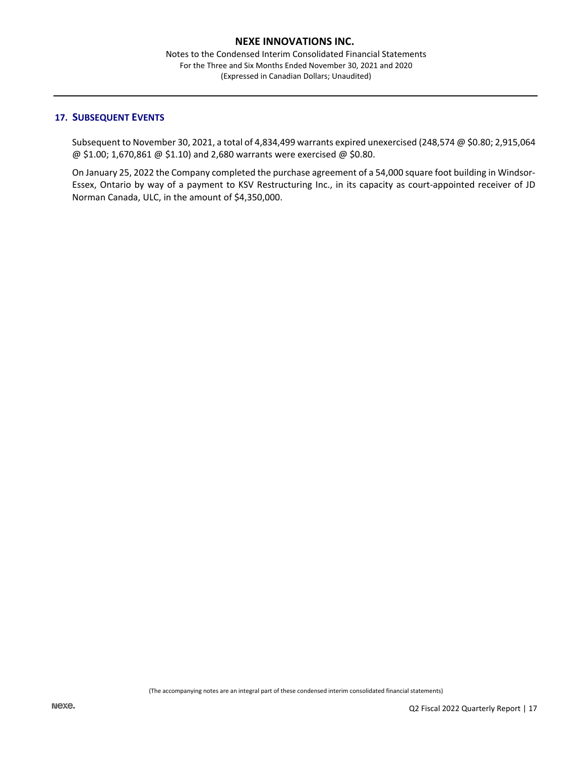## 17. SUBSEQUENT EVENTS

Subsequent to November 30, 2021, a total of 4,834,499 warrants expired unexercised (248,574 @ $0.80; 2,915,064 @ $1.00; 1,670,861 @ $1.10) and 2,680 warrants were exercised @ $0.80.

On January 25, 2022 the Company completed the purchase agreement of a 54,000 square foot building in Windsor-Essex, Ontario by way of a payment to KSV Restructuring Inc., in its capacity as court-appointed receiver of JD Norman Canada, ULC, in the amount of $4,350,000.

(The accompanying notes are an integral part of these condensed interim consolidated financial statements)